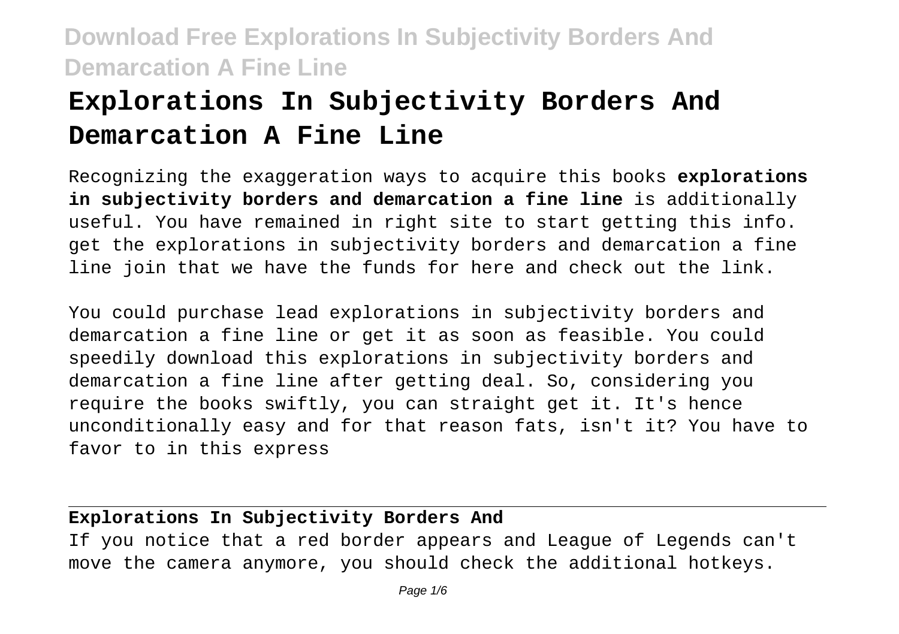# Explorations In Subjectivity Borders And Demarcation A Fine Line

Recognizing the exaggeration ways to acquire this books **explorations in subjectivity borders and demarcation a fine line** is additionally useful. You have remained in right site to start getting this info. get the explorations in subjectivity borders and demarcation a fine line join that we have the funds for here and check out the link.

You could purchase lead explorations in subjectivity borders and demarcation a fine line or get it as soon as feasible. You could speedily download this explorations in subjectivity borders and demarcation a fine line after getting deal. So, considering you require the books swiftly, you can straight get it. It's hence unconditionally easy and for that reason fats, isn't it? You have to favor to in this express

## Explorations In Subjectivity Borders And

If you notice that a red border appears and League of Legends can't move the camera anymore, you should check the additional hotkeys.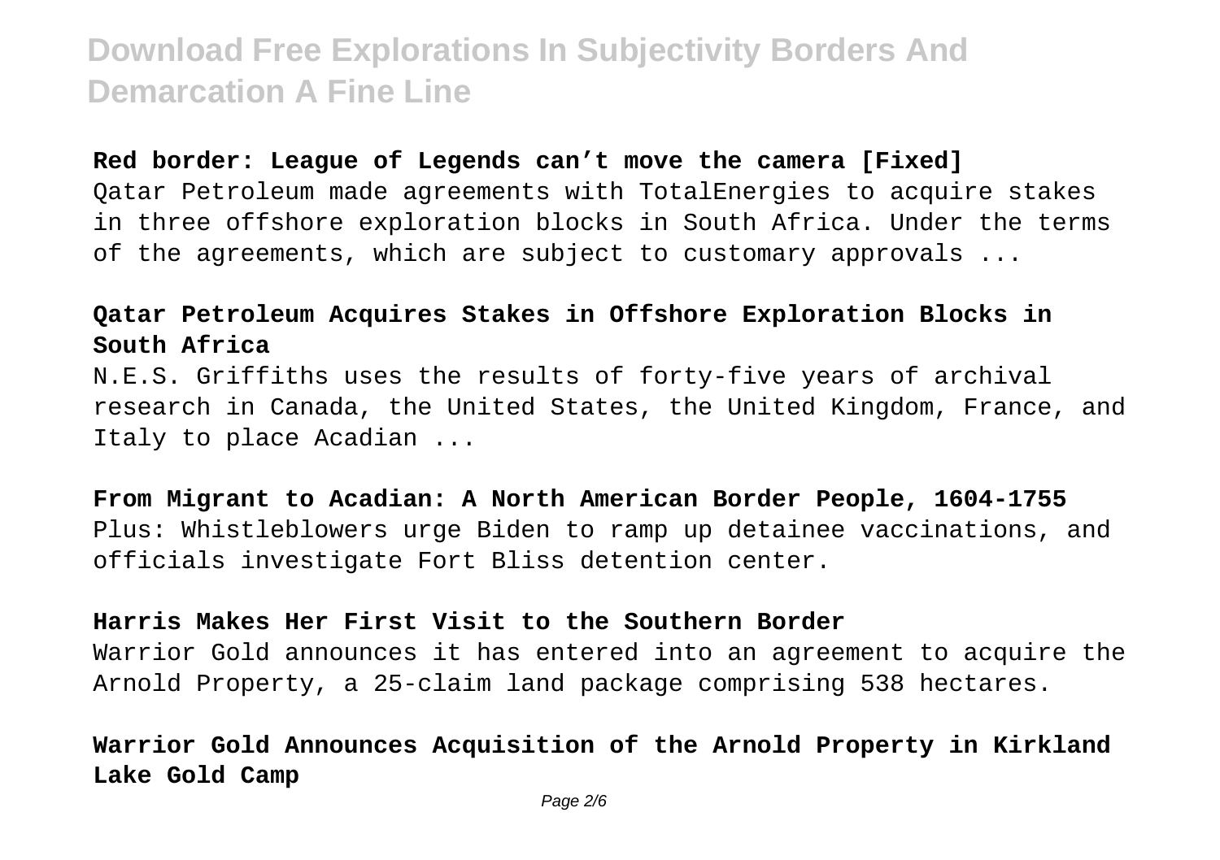**Red border: League of Legends can't move the camera [Fixed]**

Qatar Petroleum made agreements with TotalEnergies to acquire stakes in three offshore exploration blocks in South Africa. Under the terms of the agreements, which are subject to customary approvals ...

**Qatar Petroleum Acquires Stakes in Offshore Exploration Blocks in South Africa**

N.E.S. Griffiths uses the results of forty-five years of archival research in Canada, the United States, the United Kingdom, France, and Italy to place Acadian ...

**From Migrant to Acadian: A North American Border People, 1604-1755**

Plus: Whistleblowers urge Biden to ramp up detainee vaccinations, and officials investigate Fort Bliss detention center.

**Harris Makes Her First Visit to the Southern Border**

Warrior Gold announces it has entered into an agreement to acquire the Arnold Property, a 25-claim land package comprising 538 hectares.

**Warrior Gold Announces Acquisition of the Arnold Property in Kirkland Lake Gold Camp**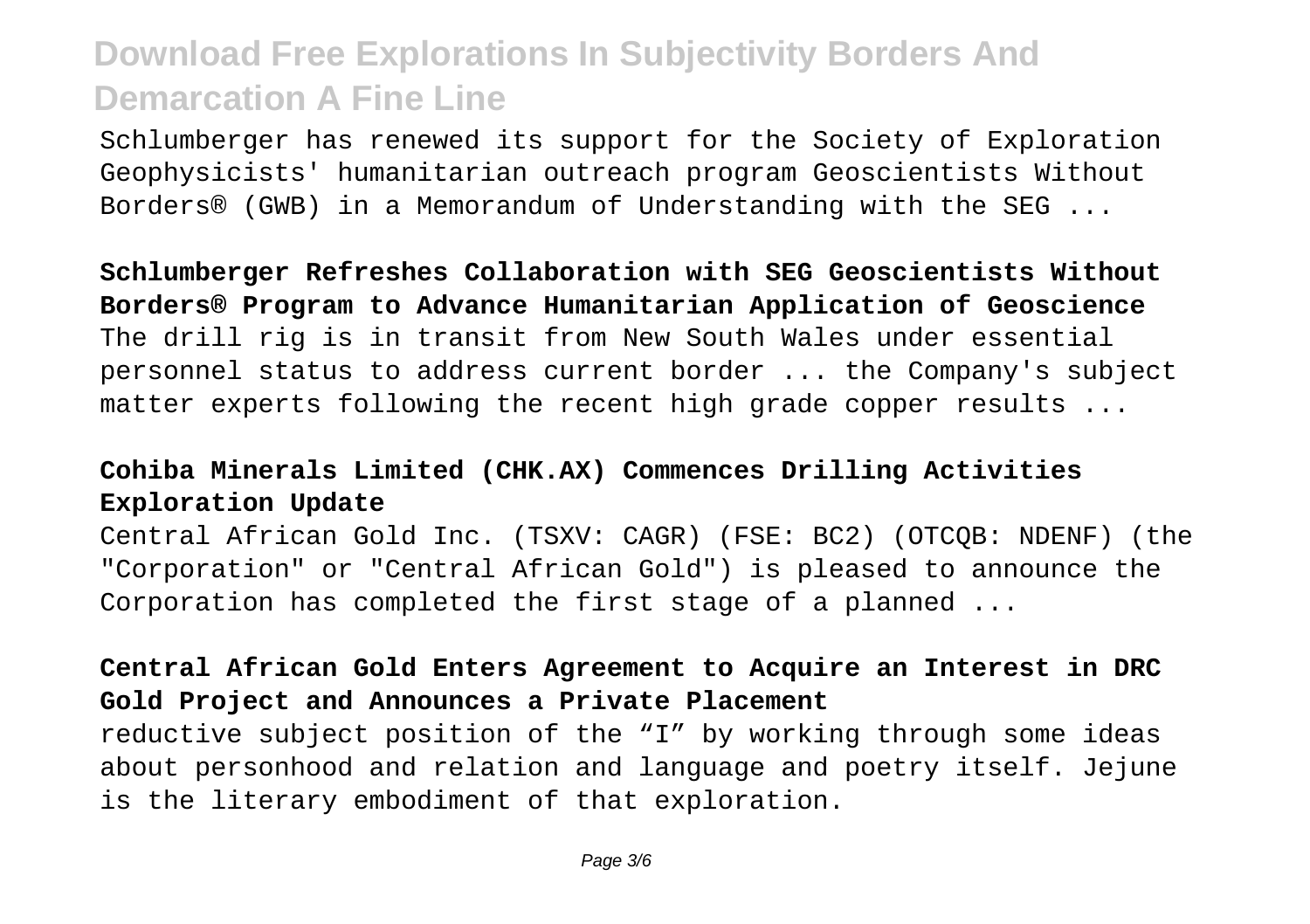Schlumberger has renewed its support for the Society of Exploration Geophysicists' humanitarian outreach program Geoscientists Without Borders® (GWB) in a Memorandum of Understanding with the SEG ...

**Schlumberger Refreshes Collaboration with SEG Geoscientists Without Borders® Program to Advance Humanitarian Application of Geoscience**

The drill rig is in transit from New South Wales under essential personnel status to address current border ... the Company's subject matter experts following the recent high grade copper results ...

**Cohiba Minerals Limited (CHK.AX) Commences Drilling Activities Exploration Update**

Central African Gold Inc. (TSXV: CAGR) (FSE: BC2) (OTCQB: NDENF) (the "Corporation" or "Central African Gold") is pleased to announce the Corporation has completed the first stage of a planned ...

**Central African Gold Enters Agreement to Acquire an Interest in DRC Gold Project and Announces a Private Placement**

reductive subject position of the "I" by working through some ideas about personhood and relation and language and poetry itself. Jejune is the literary embodiment of that exploration.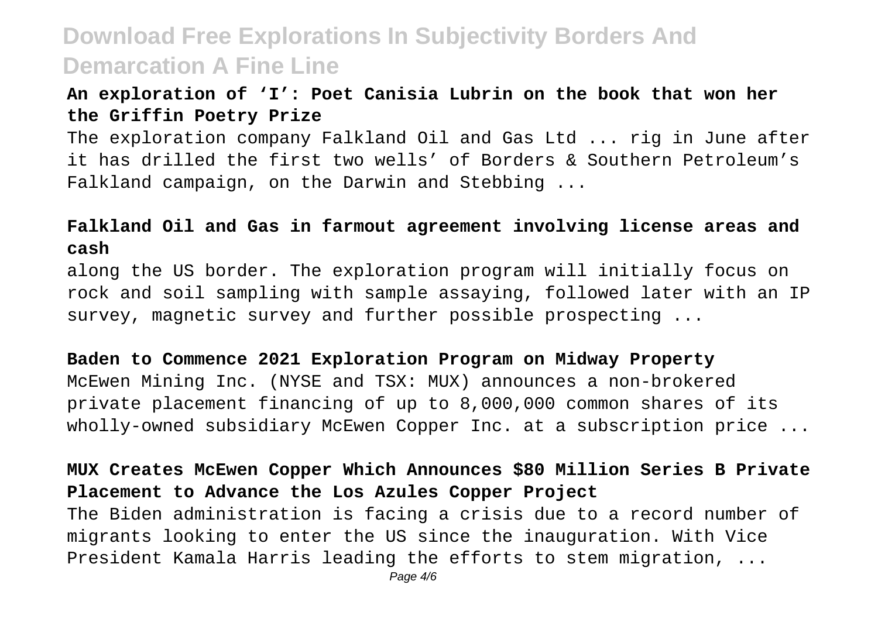**An exploration of ‘I’: Poet Canisia Lubrin on the book that won her the Griffin Poetry Prize**

The exploration company Falkland Oil and Gas Ltd ... rig in June after it has drilled the first two wells’ of Borders & Southern Petroleum’s Falkland campaign, on the Darwin and Stebbing ...

**Falkland Oil and Gas in farmout agreement involving license areas and cash**

along the US border. The exploration program will initially focus on rock and soil sampling with sample assaying, followed later with an IP survey, magnetic survey and further possible prospecting ...

**Baden to Commence 2021 Exploration Program on Midway Property**

McEwen Mining Inc. (NYSE and TSX: MUX) announces a non-brokered private placement financing of up to 8,000,000 common shares of its wholly-owned subsidiary McEwen Copper Inc. at a subscription price ...

**MUX Creates McEwen Copper Which Announces $80 Million Series B Private Placement to Advance the Los Azules Copper Project**

The Biden administration is facing a crisis due to a record number of migrants looking to enter the US since the inauguration. With Vice President Kamala Harris leading the efforts to stem migration, ...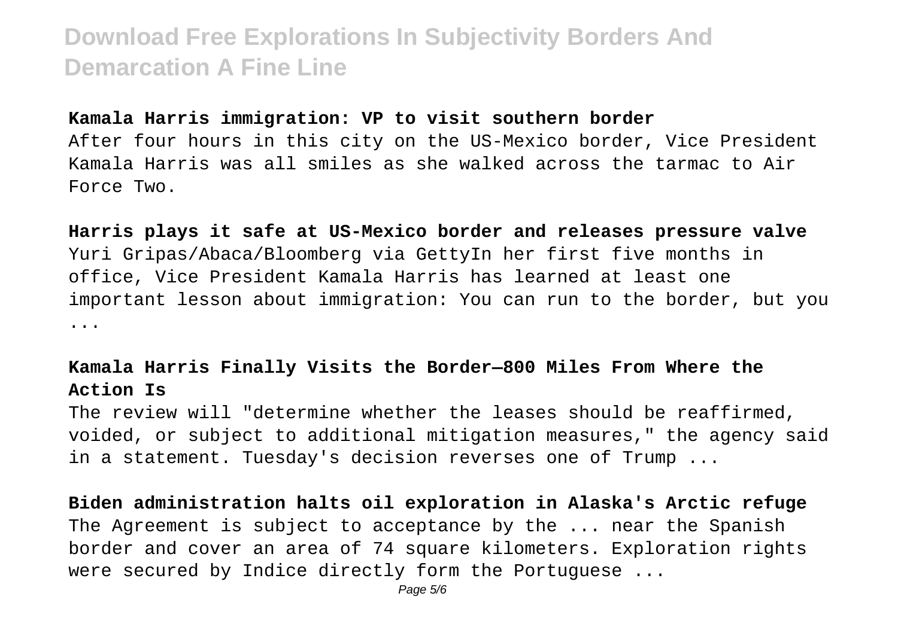**Kamala Harris immigration: VP to visit southern border**

After four hours in this city on the US-Mexico border, Vice President Kamala Harris was all smiles as she walked across the tarmac to Air Force Two.

**Harris plays it safe at US-Mexico border and releases pressure valve**

Yuri Gripas/Abaca/Bloomberg via GettyIn her first five months in office, Vice President Kamala Harris has learned at least one important lesson about immigration: You can run to the border, but you ...

**Kamala Harris Finally Visits the Border—800 Miles From Where the Action Is**

The review will "determine whether the leases should be reaffirmed, voided, or subject to additional mitigation measures," the agency said in a statement. Tuesday's decision reverses one of Trump ...

**Biden administration halts oil exploration in Alaska's Arctic refuge**

The Agreement is subject to acceptance by the ... near the Spanish border and cover an area of 74 square kilometers. Exploration rights were secured by Indice directly form the Portuguese ...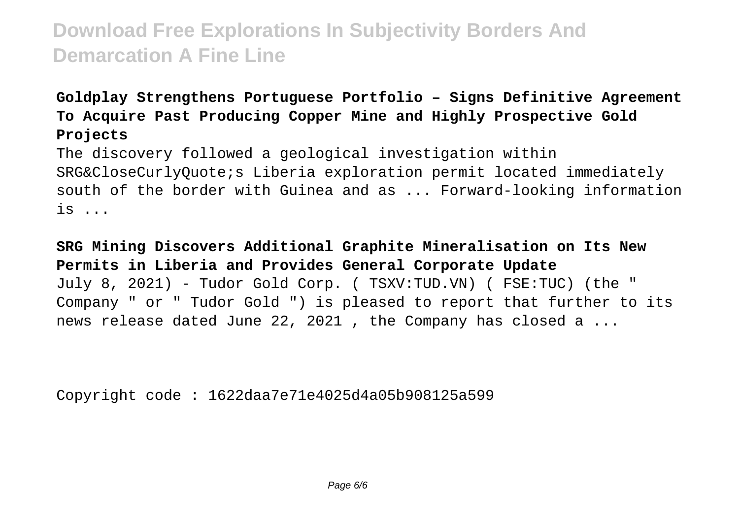**Goldplay Strengthens Portuguese Portfolio – Signs Definitive Agreement To Acquire Past Producing Copper Mine and Highly Prospective Gold Projects**

The discovery followed a geological investigation within SRG&CloseCurlyQuote;s Liberia exploration permit located immediately south of the border with Guinea and as ... Forward-looking information is ...

**SRG Mining Discovers Additional Graphite Mineralisation on Its New Permits in Liberia and Provides General Corporate Update**

July 8, 2021) - Tudor Gold Corp. ( TSXV:TUD.VN) ( FSE:TUC) (the " Company " or " Tudor Gold ") is pleased to report that further to its news release dated June 22, 2021 , the Company has closed a ...

Copyright code : 1622daa7e71e4025d4a05b908125a599